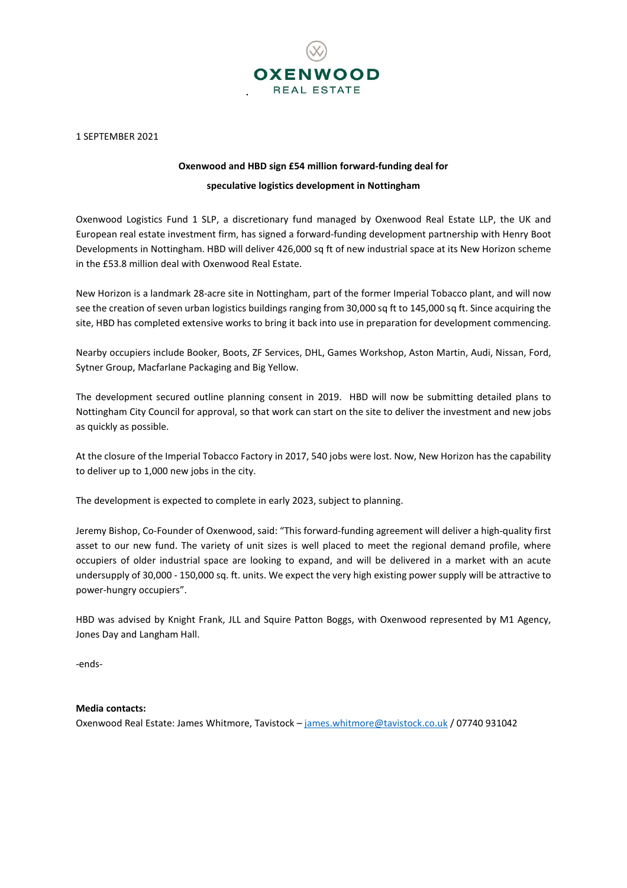OXENWOOD

REAL ESTATE

1 SEPTEMBER 2021

**Oxenwood and HBD sign £54 million forward-funding deal for speculative logistics development in Nottingham**

Oxenwood Logistics Fund 1 SLP, a discretionary fund managed by Oxenwood Real Estate LLP, the UK and European real estate investment firm, has signed a forward-funding development partnership with Henry Boot Developments in Nottingham. HBD will deliver 426,000 sq ft of new industrial space at its New Horizon scheme in the £53.8 million deal with Oxenwood Real Estate.

New Horizon is a landmark 28-acre site in Nottingham, part of the former Imperial Tobacco plant, and will now see the creation of seven urban logistics buildings ranging from 30,000 sq ft to 145,000 sq ft. Since acquiring the site, HBD has completed extensive works to bring it back into use in preparation for development commencing.

Nearby occupiers include Booker, Boots, ZF Services, DHL, Games Workshop, Aston Martin, Audi, Nissan, Ford, Sytner Group, Macfarlane Packaging and Big Yellow.

The development secured outline planning consent in 2019. HBD will now be submitting detailed plans to Nottingham City Council for approval, so that work can start on the site to deliver the investment and new jobs as quickly as possible.

At the closure of the Imperial Tobacco Factory in 2017, 540 jobs were lost. Now, New Horizon has the capability to deliver up to 1,000 new jobs in the city.

The development is expected to complete in early 2023, subject to planning.

Jeremy Bishop, Co-Founder of Oxenwood, said: "This forward-funding agreement will deliver a high-quality first asset to our new fund. The variety of unit sizes is well placed to meet the regional demand profile, where occupiers of older industrial space are looking to expand, and will be delivered in a market with an acute undersupply of 30,000 - 150,000 sq. ft. units. We expect the very high existing power supply will be attractive to power-hungry occupiers".

HBD was advised by Knight Frank, JLL and Squire Patton Boggs, with Oxenwood represented by M1 Agency, Jones Day and Langham Hall.

-ends-

**Media contacts:**

Oxenwood Real Estate: James Whitmore, Tavistock – james.whitmore@tavistock.co.uk / 07740 931042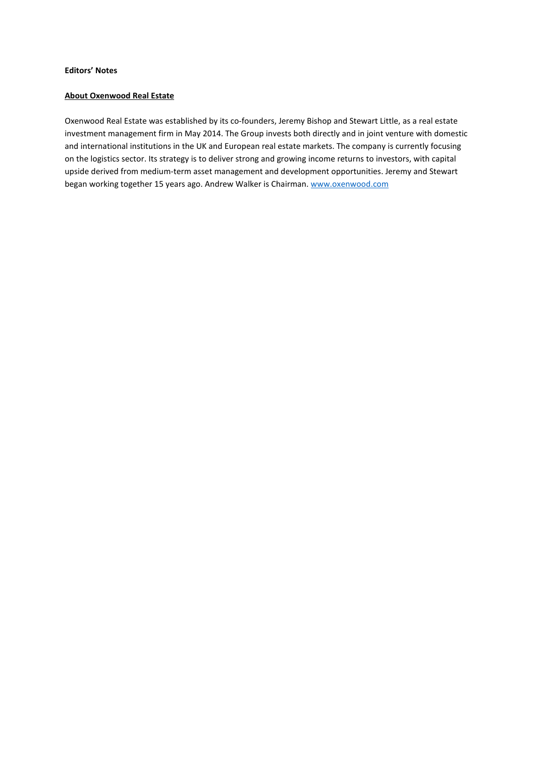**Editors' Notes**

**About Oxenwood Real Estate**

Oxenwood Real Estate was established by its co-founders, Jeremy Bishop and Stewart Little, as a real estate investment management firm in May 2014. The Group invests both directly and in joint venture with domestic and international institutions in the UK and European real estate markets. The company is currently focusing on the logistics sector. Its strategy is to deliver strong and growing income returns to investors, with capital upside derived from medium-term asset management and development opportunities. Jeremy and Stewart began working together 15 years ago. Andrew Walker is Chairman. [www.oxenwood.com](http://www.oxenwood.com)